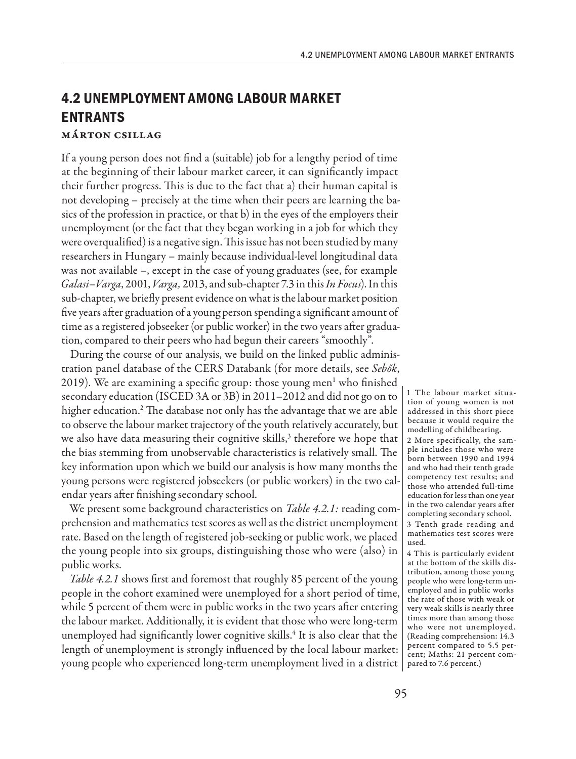# 4.2 UNEMPLOYMENT AMONG LABOUR MARKET ENTRANTS

**Márton Csillag**

If a young person does not find a (suitable) job for a lengthy period of time at the beginning of their labour market career, it can significantly impact their further progress. This is due to the fact that a) their human capital is not developing – precisely at the time when their peers are learning the basics of the profession in practice, or that b) in the eyes of the employers their unemployment (or the fact that they began working in a job for which they were overqualified) is a negative sign. This issue has not been studied by many researchers in Hungary – mainly because individual-level longitudinal data was not available –, except in the case of young graduates (see, for example *Galasi–Varga*, 2001, *Varga,* 2013, and sub-chapter 7.3 in this *In Focus*). In this sub-chapter, we briefly present evidence on what is the labour market position five years after graduation of a young person spending a significant amount of time as a registered jobseeker (or public worker) in the two years after graduation, compared to their peers who had begun their careers "smoothly".

During the course of our analysis, we build on the linked public administration panel database of the CERS Databank (for more details, see *Sebők*, 2019). We are examining a specific group: those young men[1] who finished secondary education (ISCED 3A or 3B) in 2011–2012 and did not go on to higher education.[2] The database not only has the advantage that we are able to observe the labour market trajectory of the youth relatively accurately, but we also have data measuring their cognitive skills,[3] therefore we hope that the bias stemming from unobservable characteristics is relatively small. The key information upon which we build our analysis is how many months the young persons were registered jobseekers (or public workers) in the two calendar years after finishing secondary school.

We present some background characteristics on *Table 4.2.1:* reading comprehension and mathematics test scores as well as the district unemployment rate. Based on the length of registered job-seeking or public work, we placed the young people into six groups, distinguishing those who were (also) in public works.

*Table 4.2.1* shows first and foremost that roughly 85 percent of the young people in the cohort examined were unemployed for a short period of time, while 5 percent of them were in public works in the two years after entering the labour market. Additionally, it is evident that those who were long-term unemployed had significantly lower cognitive skills.[4] It is also clear that the length of unemployment is strongly influenced by the local labour market: young people who experienced long-term unemployment lived in a district

---

1 The labour market situation of young women is not addressed in this short piece because it would require the modelling of childbearing.

2 More specifically, the sample includes those who were born between 1990 and 1994 and who had their tenth grade competency test results; and those who attended full-time education for less than one year in the two calendar years after completing secondary school.

3 Tenth grade reading and mathematics test scores were used.

4 This is particularly evident at the bottom of the skills distribution, among those young people who were long-term unemployed and in public works the rate of those with weak or very weak skills is nearly three times more than among those who were not unemployed. (Reading comprehension: 14.3 percent compared to 5.5 percent; Maths: 21 percent compared to 7.6 percent.)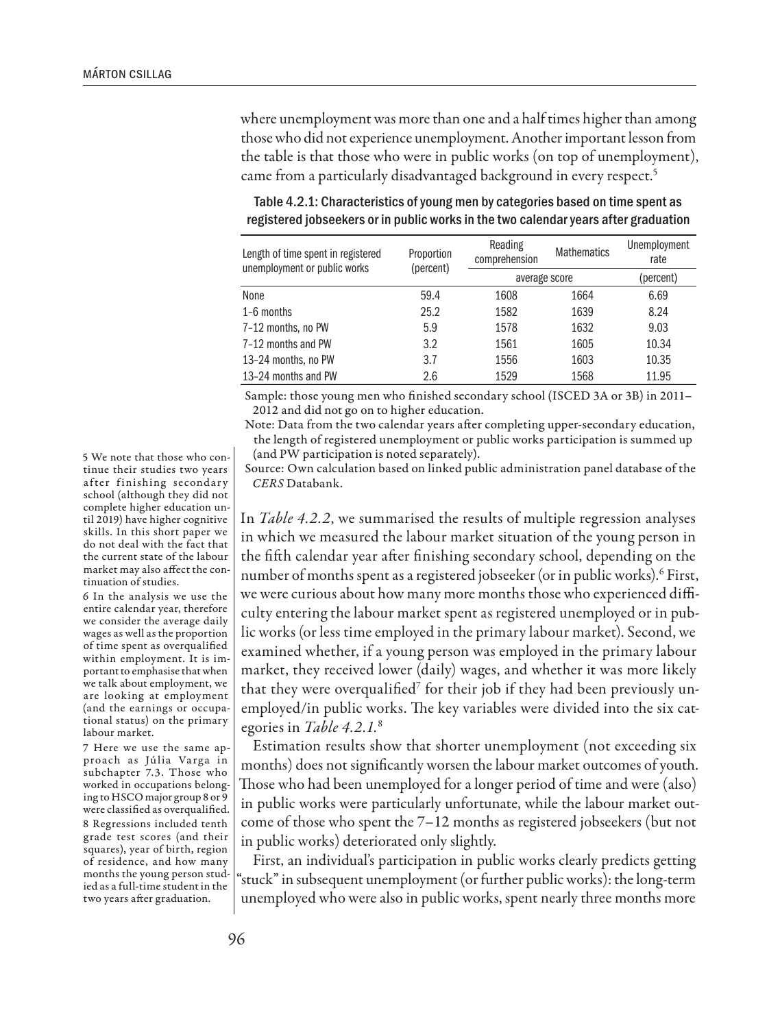where unemployment was more than one and a half times higher than among those who did not experience unemployment. Another important lesson from the table is that those who were in public works (on top of unemployment), came from a particularly disadvantaged background in every respect.[5]

Table 4.2.1: Characteristics of young men by categories based on time spent as registered jobseekers or in public works in the two calendar years after graduation

| Length of time spent in registered unemployment or public works | Proportion (percent) | Reading comprehension | Mathematics | Unemployment rate |
|---|---|---|---|---|
| | | average score | | (percent) |
| None | 59.4 | 1608 | 1664 | 6.69 |
| 1–6 months | 25.2 | 1582 | 1639 | 8.24 |
| 7–12 months, no PW | 5.9 | 1578 | 1632 | 9.03 |
| 7–12 months and PW | 3.2 | 1561 | 1605 | 10.34 |
| 13–24 months, no PW | 3.7 | 1556 | 1603 | 10.35 |
| 13–24 months and PW | 2.6 | 1529 | 1568 | 11.95 |

Sample: those young men who finished secondary school (ISCED 3A or 3B) in 2011–2012 and did not go on to higher education.

Note: Data from the two calendar years after completing upper-secondary education, the length of registered unemployment or public works participation is summed up (and PW participation is noted separately).

Source: Own calculation based on linked public administration panel database of the *CERS* Databank.

In *Table 4.2.2*, we summarised the results of multiple regression analyses in which we measured the labour market situation of the young person in the fifth calendar year after finishing secondary school, depending on the number of months spent as a registered jobseeker (or in public works).[6] First, we were curious about how many more months those who experienced difficulty entering the labour market spent as registered unemployed or in public works (or less time employed in the primary labour market). Second, we examined whether, if a young person was employed in the primary labour market, they received lower (daily) wages, and whether it was more likely that they were overqualified[7] for their job if they had been previously unemployed/in public works. The key variables were divided into the six categories in *Table 4.2.1.*[8]

Estimation results show that shorter unemployment (not exceeding six months) does not significantly worsen the labour market outcomes of youth. Those who had been unemployed for a longer period of time and were (also) in public works were particularly unfortunate, while the labour market outcome of those who spent the 7–12 months as registered jobseekers (but not in public works) deteriorated only slightly.

First, an individual's participation in public works clearly predicts getting "stuck" in subsequent unemployment (or further public works): the long-term unemployed who were also in public works, spent nearly three months more

---

5 We note that those who continue their studies two years after finishing secondary school (although they did not complete higher education until 2019) have higher cognitive skills. In this short paper we do not deal with the fact that the current state of the labour market may also affect the continuation of studies.

6 In the analysis we use the entire calendar year, therefore we consider the average daily wages as well as the proportion of time spent as overqualified within employment. It is important to emphasise that when we talk about employment, we are looking at employment (and the earnings or occupational status) on the primary labour market.

7 Here we use the same approach as Júlia Varga in subchapter 7.3. Those who worked in occupations belonging to HSCO major group 8 or 9 were classified as overqualified.

8 Regressions included tenth grade test scores (and their squares), year of birth, region of residence, and how many months the young person studied as a full-time student in the two years after graduation.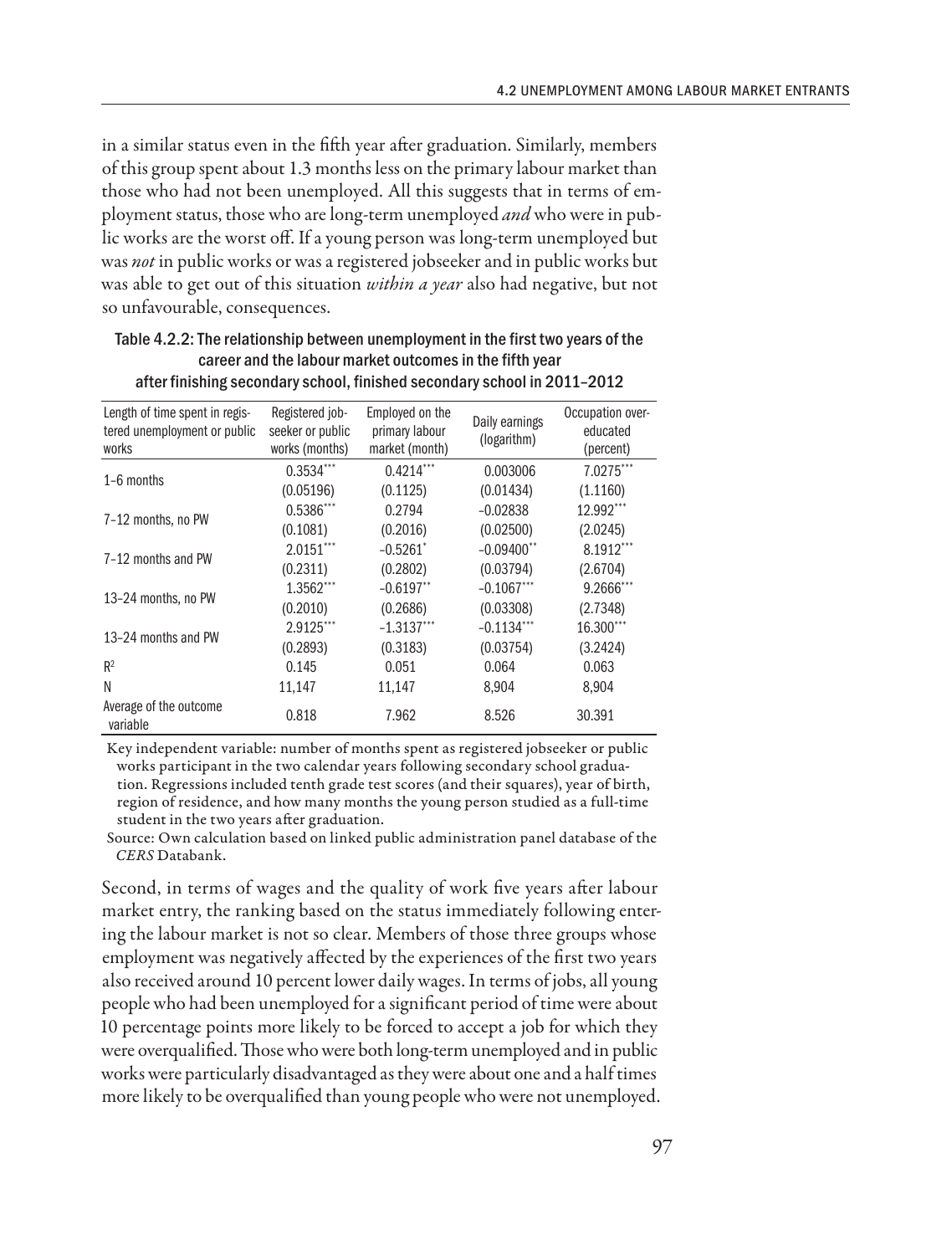in a similar status even in the fifth year after graduation. Similarly, members of this group spent about 1.3 months less on the primary labour market than those who had not been unemployed. All this suggests that in terms of employment status, those who are long-term unemployed *and* who were in public works are the worst off. If a young person was long-term unemployed but was *not* in public works or was a registered jobseeker and in public works but was able to get out of this situation *within a year* also had negative, but not so unfavourable, consequences.

Table 4.2.2: The relationship between unemployment in the first two years of the career and the labour market outcomes in the fifth year after finishing secondary school, finished secondary school in 2011–2012

| Length of time spent in registered unemployment or public works | Registered jobseeker or public works (months) | Employed on the primary labour market (month) | Daily earnings (logarithm) | Occupation overeducated (percent) |
|---|---|---|---|---|
| 1–6 months | 0.3534*** | 0.4214*** | 0.003006 | 7.0275*** |
| | (0.05196) | (0.1125) | (0.01434) | (1.1160) |
| 7–12 months, no PW | 0.5386*** | 0.2794 | −0.02838 | 12.992*** |
| | (0.1081) | (0.2016) | (0.02500) | (2.0245) |
| 7–12 months and PW | 2.0151*** | −0.5261* | −0.09400** | 8.1912*** |
| | (0.2311) | (0.2802) | (0.03794) | (2.6704) |
| 13–24 months, no PW | 1.3562*** | −0.6197** | −0.1067*** | 9.2666*** |
| | (0.2010) | (0.2686) | (0.03308) | (2.7348) |
| 13–24 months and PW | 2.9125*** | −1.3137*** | −0.1134*** | 16.300*** |
| | (0.2893) | (0.3183) | (0.03754) | (3.2424) |
| $R^2$ | 0.145 | 0.051 | 0.064 | 0.063 |
| N | 11,147 | 11,147 | 8,904 | 8,904 |
| Average of the outcome variable | 0.818 | 7.962 | 8.526 | 30.391 |

Key independent variable: number of months spent as registered jobseeker or public works participant in the two calendar years following secondary school graduation. Regressions included tenth grade test scores (and their squares), year of birth, region of residence, and how many months the young person studied as a full-time student in the two years after graduation.

Source: Own calculation based on linked public administration panel database of the *CERS* Databank.

Second, in terms of wages and the quality of work five years after labour market entry, the ranking based on the status immediately following entering the labour market is not so clear. Members of those three groups whose employment was negatively affected by the experiences of the first two years also received around 10 percent lower daily wages. In terms of jobs, all young people who had been unemployed for a significant period of time were about 10 percentage points more likely to be forced to accept a job for which they were overqualified. Those who were both long-term unemployed and in public works were particularly disadvantaged as they were about one and a half times more likely to be overqualified than young people who were not unemployed.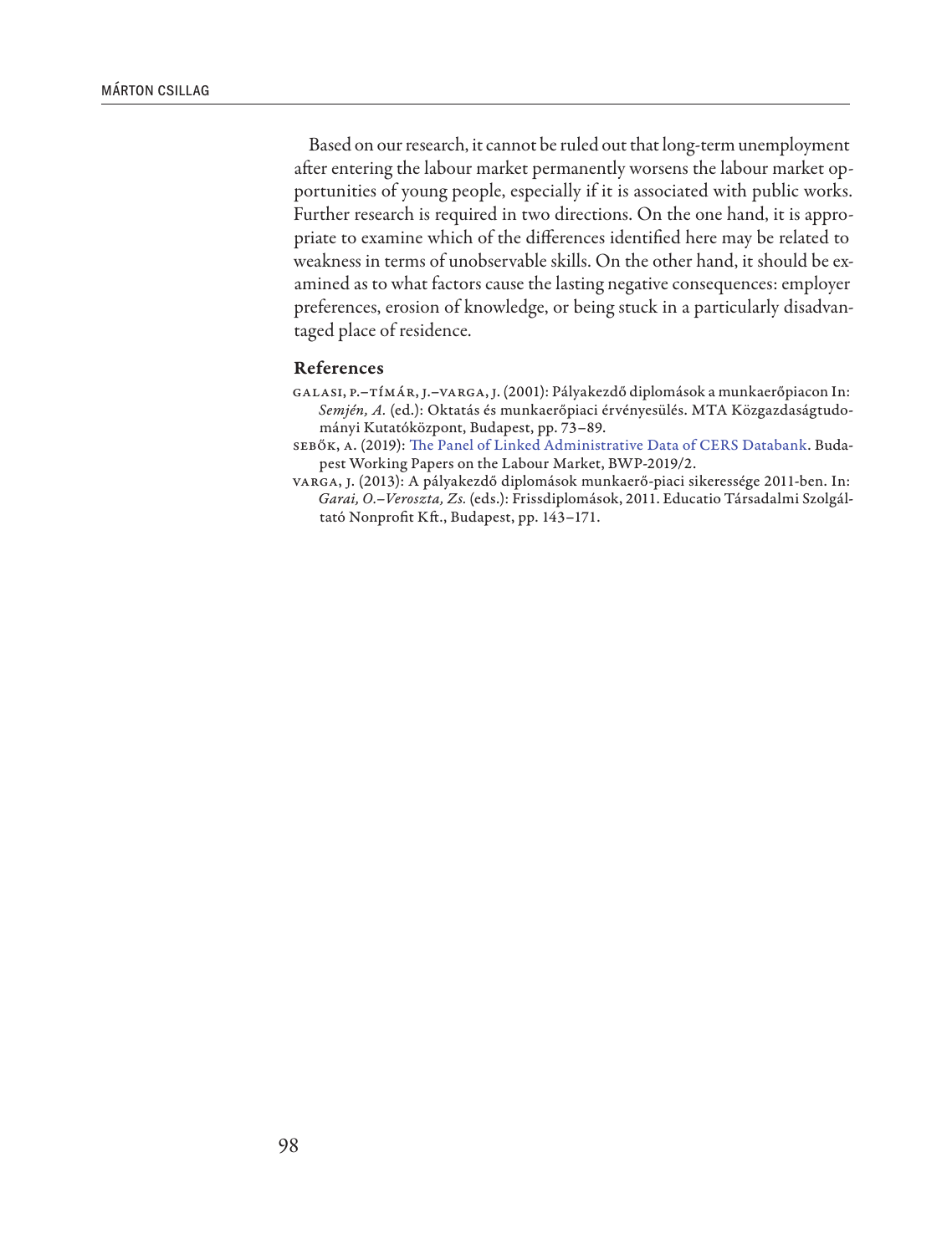Based on our research, it cannot be ruled out that long-term unemployment after entering the labour market permanently worsens the labour market opportunities of young people, especially if it is associated with public works. Further research is required in two directions. On the one hand, it is appropriate to examine which of the differences identified here may be related to weakness in terms of unobservable skills. On the other hand, it should be examined as to what factors cause the lasting negative consequences: employer preferences, erosion of knowledge, or being stuck in a particularly disadvantaged place of residence.

## References

Galasi, P.–Tímár, J.–Varga, J. (2001): Pályakezdő diplomások a munkaerőpiacon In: *Semjén, A.* (ed.): Oktatás és munkaerőpiaci érvényesülés. MTA Közgazdaságtudományi Kutatóközpont, Budapest, pp. 73–89.

Sebők, A. (2019): The Panel of Linked Administrative Data of CERS Databank. Budapest Working Papers on the Labour Market, BWP-2019/2.

Varga, J. (2013): A pályakezdő diplomások munkaerő-piaci sikeressége 2011-ben. In: *Garai, O.–Veroszta, Zs.* (eds.): Frissdiplomások, 2011. Educatio Társadalmi Szolgáltató Nonprofit Kft., Budapest, pp. 143–171.